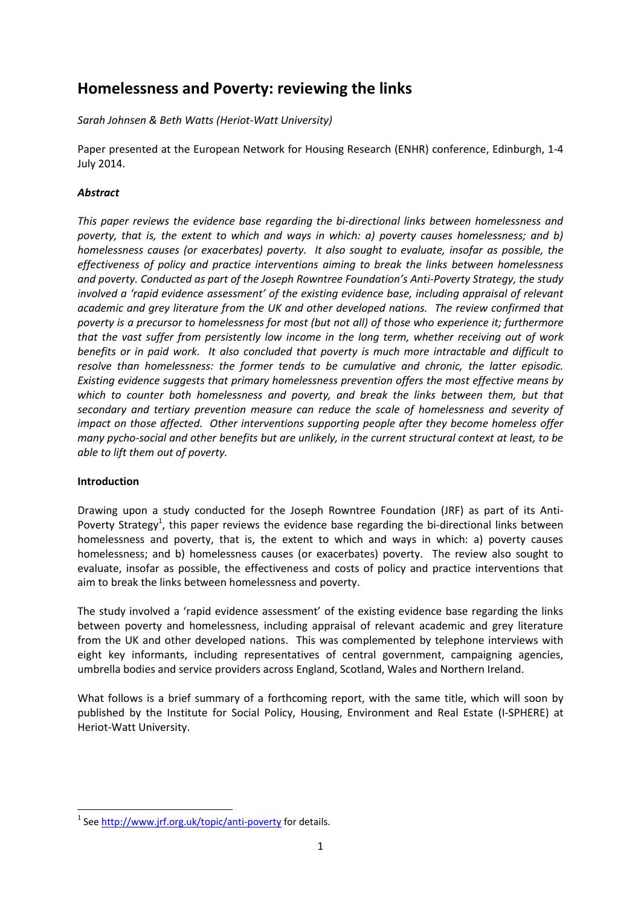# Homelessness and Poverty: reviewing the links

*Sarah Johnsen & Beth Watts (Heriot-Watt University)*

Paper presented at the European Network for Housing Research (ENHR) conference, Edinburgh, 1-4 July 2014.

### *Abstract*

*This paper reviews the evidence base regarding the bi-directional links between homelessness and poverty, that is, the extent to which and ways in which: a) poverty causes homelessness; and b) homelessness causes (or exacerbates) poverty. It also sought to evaluate, insofar as possible, the effectiveness of policy and practice interventions aiming to break the links between homelessness and poverty. Conducted as part of the Joseph Rowntree Foundation's Anti-Poverty Strategy, the study involved a 'rapid evidence assessment' of the existing evidence base, including appraisal of relevant academic and grey literature from the UK and other developed nations. The review confirmed that poverty is a precursor to homelessness for most (but not all) of those who experience it; furthermore that the vast suffer from persistently low income in the long term, whether receiving out of work benefits or in paid work. It also concluded that poverty is much more intractable and difficult to resolve than homelessness: the former tends to be cumulative and chronic, the latter episodic. Existing evidence suggests that primary homelessness prevention offers the most effective means by which to counter both homelessness and poverty, and break the links between them, but that secondary and tertiary prevention measure can reduce the scale of homelessness and severity of impact on those affected. Other interventions supporting people after they become homeless offer many pycho-social and other benefits but are unlikely, in the current structural context at least, to be able to lift them out of poverty.*

### Introduction

Drawing upon a study conducted for the Joseph Rowntree Foundation (JRF) as part of its Anti-Poverty Strategy[1], this paper reviews the evidence base regarding the bi-directional links between homelessness and poverty, that is, the extent to which and ways in which: a) poverty causes homelessness; and b) homelessness causes (or exacerbates) poverty. The review also sought to evaluate, insofar as possible, the effectiveness and costs of policy and practice interventions that aim to break the links between homelessness and poverty.

The study involved a 'rapid evidence assessment' of the existing evidence base regarding the links between poverty and homelessness, including appraisal of relevant academic and grey literature from the UK and other developed nations. This was complemented by telephone interviews with eight key informants, including representatives of central government, campaigning agencies, umbrella bodies and service providers across England, Scotland, Wales and Northern Ireland.

What follows is a brief summary of a forthcoming report, with the same title, which will soon by published by the Institute for Social Policy, Housing, Environment and Real Estate (I-SPHERE) at Heriot-Watt University.

---

[1] See http://www.jrf.org.uk/topic/anti-poverty for details.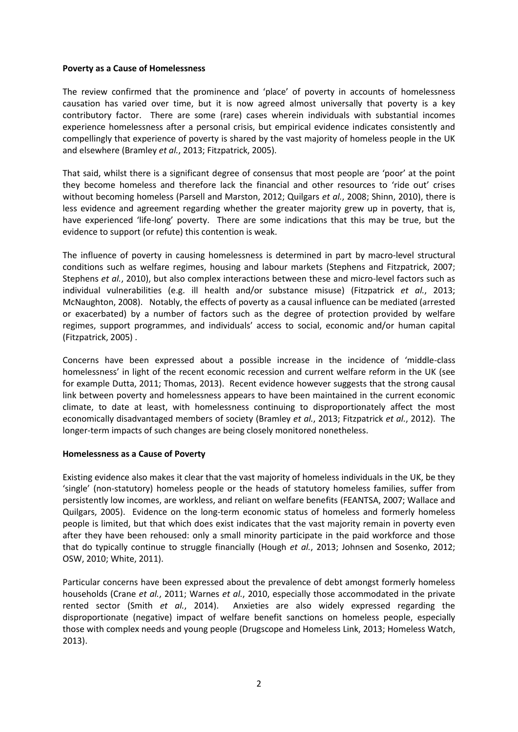**Poverty as a Cause of Homelessness**

The review confirmed that the prominence and 'place' of poverty in accounts of homelessness causation has varied over time, but it is now agreed almost universally that poverty is a key contributory factor. There are some (rare) cases wherein individuals with substantial incomes experience homelessness after a personal crisis, but empirical evidence indicates consistently and compellingly that experience of poverty is shared by the vast majority of homeless people in the UK and elsewhere (Bramley *et al.*, 2013; Fitzpatrick, 2005).

That said, whilst there is a significant degree of consensus that most people are 'poor' at the point they become homeless and therefore lack the financial and other resources to 'ride out' crises without becoming homeless (Parsell and Marston, 2012; Quilgars *et al.*, 2008; Shinn, 2010), there is less evidence and agreement regarding whether the greater majority grew up in poverty, that is, have experienced 'life-long' poverty. There are some indications that this may be true, but the evidence to support (or refute) this contention is weak.

The influence of poverty in causing homelessness is determined in part by macro-level structural conditions such as welfare regimes, housing and labour markets (Stephens and Fitzpatrick, 2007; Stephens *et al.*, 2010), but also complex interactions between these and micro-level factors such as individual vulnerabilities (e.g. ill health and/or substance misuse) (Fitzpatrick *et al.*, 2013; McNaughton, 2008). Notably, the effects of poverty as a causal influence can be mediated (arrested or exacerbated) by a number of factors such as the degree of protection provided by welfare regimes, support programmes, and individuals' access to social, economic and/or human capital (Fitzpatrick, 2005) .

Concerns have been expressed about a possible increase in the incidence of 'middle-class homelessness' in light of the recent economic recession and current welfare reform in the UK (see for example Dutta, 2011; Thomas, 2013). Recent evidence however suggests that the strong causal link between poverty and homelessness appears to have been maintained in the current economic climate, to date at least, with homelessness continuing to disproportionately affect the most economically disadvantaged members of society (Bramley *et al.*, 2013; Fitzpatrick *et al.*, 2012). The longer-term impacts of such changes are being closely monitored nonetheless.

**Homelessness as a Cause of Poverty**

Existing evidence also makes it clear that the vast majority of homeless individuals in the UK, be they 'single' (non-statutory) homeless people or the heads of statutory homeless families, suffer from persistently low incomes, are workless, and reliant on welfare benefits (FEANTSA, 2007; Wallace and Quilgars, 2005). Evidence on the long-term economic status of homeless and formerly homeless people is limited, but that which does exist indicates that the vast majority remain in poverty even after they have been rehoused: only a small minority participate in the paid workforce and those that do typically continue to struggle financially (Hough *et al.*, 2013; Johnsen and Sosenko, 2012; OSW, 2010; White, 2011).

Particular concerns have been expressed about the prevalence of debt amongst formerly homeless households (Crane *et al.*, 2011; Warnes *et al.*, 2010, especially those accommodated in the private rented sector (Smith *et al.*, 2014). Anxieties are also widely expressed regarding the disproportionate (negative) impact of welfare benefit sanctions on homeless people, especially those with complex needs and young people (Drugscope and Homeless Link, 2013; Homeless Watch, 2013).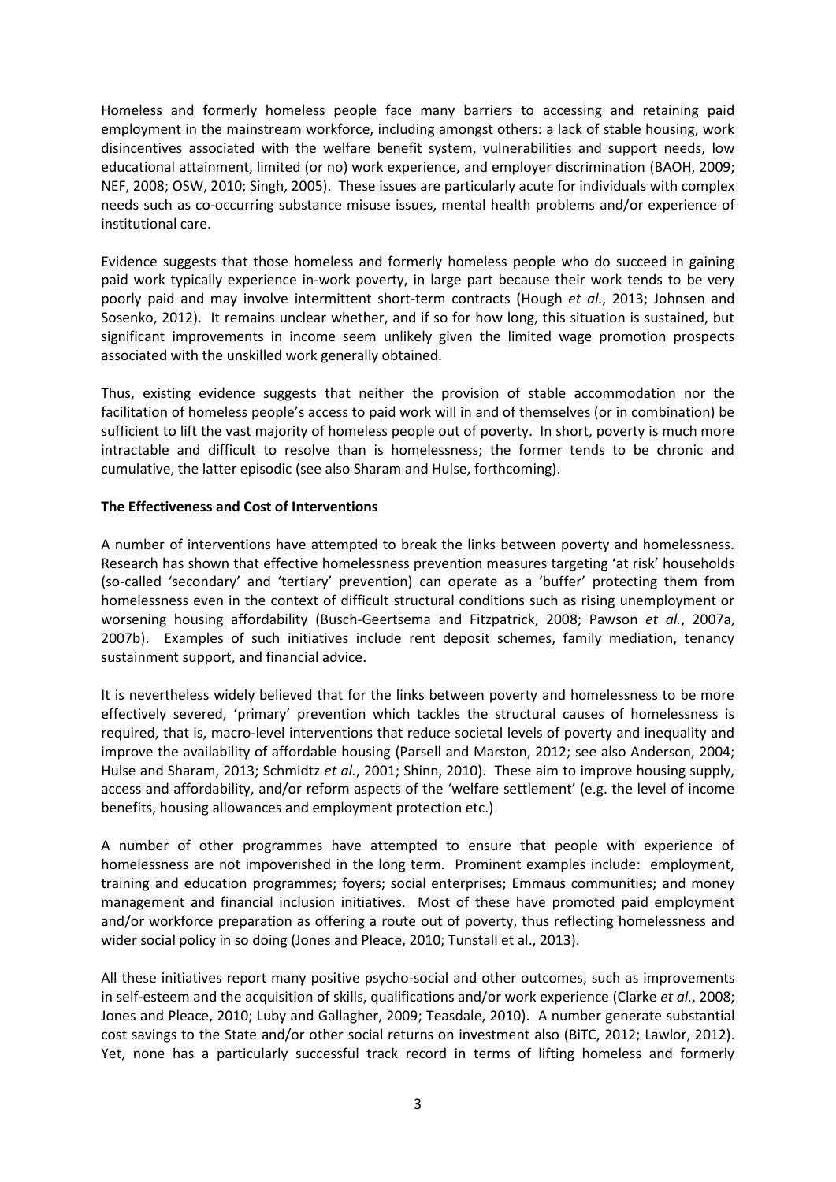Homeless and formerly homeless people face many barriers to accessing and retaining paid employment in the mainstream workforce, including amongst others: a lack of stable housing, work disincentives associated with the welfare benefit system, vulnerabilities and support needs, low educational attainment, limited (or no) work experience, and employer discrimination (BAOH, 2009; NEF, 2008; OSW, 2010; Singh, 2005). These issues are particularly acute for individuals with complex needs such as co-occurring substance misuse issues, mental health problems and/or experience of institutional care.

Evidence suggests that those homeless and formerly homeless people who do succeed in gaining paid work typically experience in-work poverty, in large part because their work tends to be very poorly paid and may involve intermittent short-term contracts (Hough *et al.*, 2013; Johnsen and Sosenko, 2012). It remains unclear whether, and if so for how long, this situation is sustained, but significant improvements in income seem unlikely given the limited wage promotion prospects associated with the unskilled work generally obtained.

Thus, existing evidence suggests that neither the provision of stable accommodation nor the facilitation of homeless people's access to paid work will in and of themselves (or in combination) be sufficient to lift the vast majority of homeless people out of poverty. In short, poverty is much more intractable and difficult to resolve than is homelessness; the former tends to be chronic and cumulative, the latter episodic (see also Sharam and Hulse, forthcoming).

**The Effectiveness and Cost of Interventions**

A number of interventions have attempted to break the links between poverty and homelessness. Research has shown that effective homelessness prevention measures targeting 'at risk' households (so-called 'secondary' and 'tertiary' prevention) can operate as a 'buffer' protecting them from homelessness even in the context of difficult structural conditions such as rising unemployment or worsening housing affordability (Busch-Geertsema and Fitzpatrick, 2008; Pawson *et al.*, 2007a, 2007b). Examples of such initiatives include rent deposit schemes, family mediation, tenancy sustainment support, and financial advice.

It is nevertheless widely believed that for the links between poverty and homelessness to be more effectively severed, 'primary' prevention which tackles the structural causes of homelessness is required, that is, macro-level interventions that reduce societal levels of poverty and inequality and improve the availability of affordable housing (Parsell and Marston, 2012; see also Anderson, 2004; Hulse and Sharam, 2013; Schmidtz *et al.*, 2001; Shinn, 2010). These aim to improve housing supply, access and affordability, and/or reform aspects of the 'welfare settlement' (e.g. the level of income benefits, housing allowances and employment protection etc.)

A number of other programmes have attempted to ensure that people with experience of homelessness are not impoverished in the long term. Prominent examples include: employment, training and education programmes; foyers; social enterprises; Emmaus communities; and money management and financial inclusion initiatives. Most of these have promoted paid employment and/or workforce preparation as offering a route out of poverty, thus reflecting homelessness and wider social policy in so doing (Jones and Pleace, 2010; Tunstall et al., 2013).

All these initiatives report many positive psycho-social and other outcomes, such as improvements in self-esteem and the acquisition of skills, qualifications and/or work experience (Clarke *et al.*, 2008; Jones and Pleace, 2010; Luby and Gallagher, 2009; Teasdale, 2010). A number generate substantial cost savings to the State and/or other social returns on investment also (BiTC, 2012; Lawlor, 2012). Yet, none has a particularly successful track record in terms of lifting homeless and formerly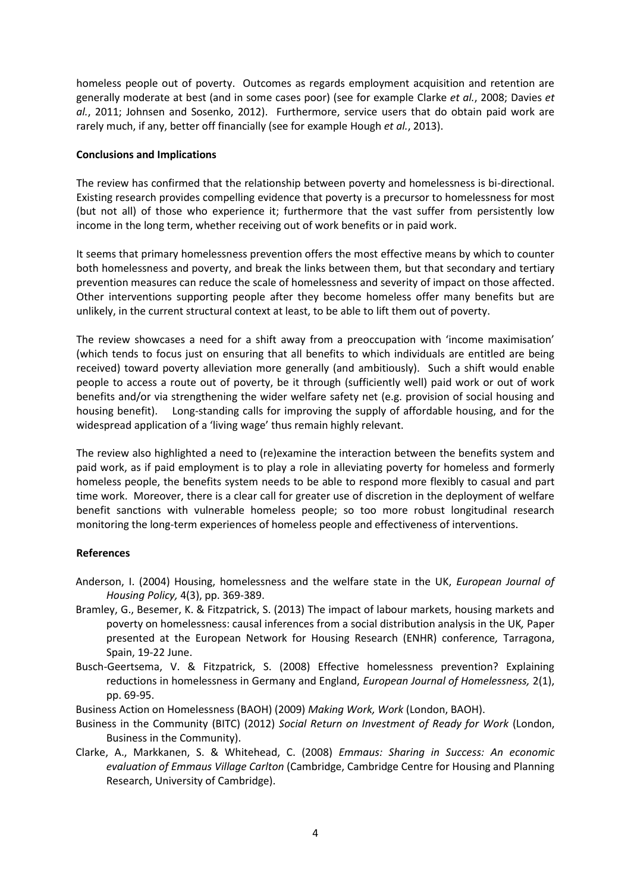homeless people out of poverty. Outcomes as regards employment acquisition and retention are generally moderate at best (and in some cases poor) (see for example Clarke *et al.*, 2008; Davies *et al.*, 2011; Johnsen and Sosenko, 2012). Furthermore, service users that do obtain paid work are rarely much, if any, better off financially (see for example Hough *et al.*, 2013).

**Conclusions and Implications**

The review has confirmed that the relationship between poverty and homelessness is bi-directional. Existing research provides compelling evidence that poverty is a precursor to homelessness for most (but not all) of those who experience it; furthermore that the vast suffer from persistently low income in the long term, whether receiving out of work benefits or in paid work.

It seems that primary homelessness prevention offers the most effective means by which to counter both homelessness and poverty, and break the links between them, but that secondary and tertiary prevention measures can reduce the scale of homelessness and severity of impact on those affected. Other interventions supporting people after they become homeless offer many benefits but are unlikely, in the current structural context at least, to be able to lift them out of poverty.

The review showcases a need for a shift away from a preoccupation with 'income maximisation' (which tends to focus just on ensuring that all benefits to which individuals are entitled are being received) toward poverty alleviation more generally (and ambitiously). Such a shift would enable people to access a route out of poverty, be it through (sufficiently well) paid work or out of work benefits and/or via strengthening the wider welfare safety net (e.g. provision of social housing and housing benefit). Long-standing calls for improving the supply of affordable housing, and for the widespread application of a 'living wage' thus remain highly relevant.

The review also highlighted a need to (re)examine the interaction between the benefits system and paid work, as if paid employment is to play a role in alleviating poverty for homeless and formerly homeless people, the benefits system needs to be able to respond more flexibly to casual and part time work. Moreover, there is a clear call for greater use of discretion in the deployment of welfare benefit sanctions with vulnerable homeless people; so too more robust longitudinal research monitoring the long-term experiences of homeless people and effectiveness of interventions.

**References**

Anderson, I. (2004) Housing, homelessness and the welfare state in the UK, *European Journal of Housing Policy,* 4(3), pp. 369-389.

Bramley, G., Besemer, K. & Fitzpatrick, S. (2013) The impact of labour markets, housing markets and poverty on homelessness: causal inferences from a social distribution analysis in the UK*,* Paper presented at the European Network for Housing Research (ENHR) conference*,* Tarragona, Spain, 19-22 June.

Busch-Geertsema, V. & Fitzpatrick, S. (2008) Effective homelessness prevention? Explaining reductions in homelessness in Germany and England, *European Journal of Homelessness,* 2(1), pp. 69-95.

Business Action on Homelessness (BAOH) (2009) *Making Work, Work* (London, BAOH).

Business in the Community (BITC) (2012) *Social Return on Investment of Ready for Work* (London, Business in the Community).

Clarke, A., Markkanen, S. & Whitehead, C. (2008) *Emmaus: Sharing in Success: An economic evaluation of Emmaus Village Carlton* (Cambridge, Cambridge Centre for Housing and Planning Research, University of Cambridge).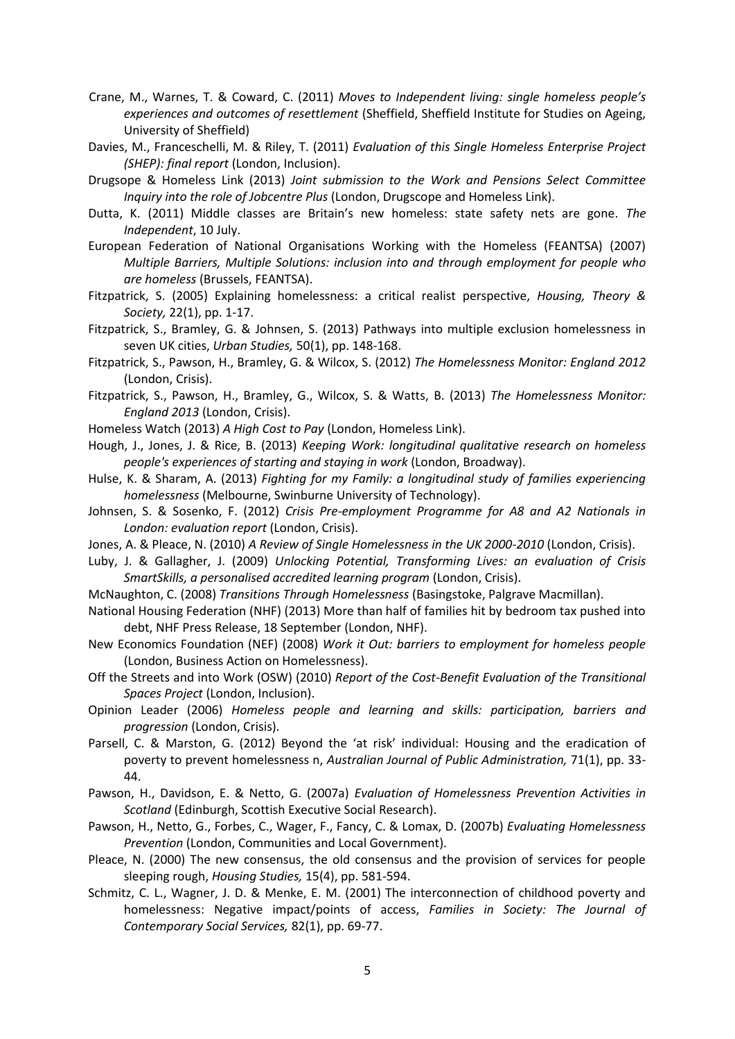Crane, M., Warnes, T. & Coward, C. (2011) *Moves to Independent living: single homeless people's experiences and outcomes of resettlement* (Sheffield, Sheffield Institute for Studies on Ageing, University of Sheffield)

Davies, M., Franceschelli, M. & Riley, T. (2011) *Evaluation of this Single Homeless Enterprise Project (SHEP): final report* (London, Inclusion).

Drugsope & Homeless Link (2013) *Joint submission to the Work and Pensions Select Committee Inquiry into the role of Jobcentre Plus* (London, Drugscope and Homeless Link).

Dutta, K. (2011) Middle classes are Britain's new homeless: state safety nets are gone. *The Independent*, 10 July.

European Federation of National Organisations Working with the Homeless (FEANTSA) (2007) *Multiple Barriers, Multiple Solutions: inclusion into and through employment for people who are homeless* (Brussels, FEANTSA).

Fitzpatrick, S. (2005) Explaining homelessness: a critical realist perspective, *Housing, Theory & Society,* 22(1), pp. 1-17.

Fitzpatrick, S., Bramley, G. & Johnsen, S. (2013) Pathways into multiple exclusion homelessness in seven UK cities, *Urban Studies,* 50(1), pp. 148-168.

Fitzpatrick, S., Pawson, H., Bramley, G. & Wilcox, S. (2012) *The Homelessness Monitor: England 2012* (London, Crisis).

Fitzpatrick, S., Pawson, H., Bramley, G., Wilcox, S. & Watts, B. (2013) *The Homelessness Monitor: England 2013* (London, Crisis).

Homeless Watch (2013) *A High Cost to Pay* (London, Homeless Link).

Hough, J., Jones, J. & Rice, B. (2013) *Keeping Work: longitudinal qualitative research on homeless people's experiences of starting and staying in work* (London, Broadway).

Hulse, K. & Sharam, A. (2013) *Fighting for my Family: a longitudinal study of families experiencing homelessness* (Melbourne, Swinburne University of Technology).

Johnsen, S. & Sosenko, F. (2012) *Crisis Pre-employment Programme for A8 and A2 Nationals in London: evaluation report* (London, Crisis).

Jones, A. & Pleace, N. (2010) *A Review of Single Homelessness in the UK 2000-2010* (London, Crisis).

Luby, J. & Gallagher, J. (2009) *Unlocking Potential, Transforming Lives: an evaluation of Crisis SmartSkills, a personalised accredited learning program* (London, Crisis).

McNaughton, C. (2008) *Transitions Through Homelessness* (Basingstoke, Palgrave Macmillan).

National Housing Federation (NHF) (2013) More than half of families hit by bedroom tax pushed into debt, NHF Press Release, 18 September (London, NHF).

New Economics Foundation (NEF) (2008) *Work it Out: barriers to employment for homeless people* (London, Business Action on Homelessness).

Off the Streets and into Work (OSW) (2010) *Report of the Cost-Benefit Evaluation of the Transitional Spaces Project* (London, Inclusion).

Opinion Leader (2006) *Homeless people and learning and skills: participation, barriers and progression* (London, Crisis).

Parsell, C. & Marston, G. (2012) Beyond the 'at risk' individual: Housing and the eradication of poverty to prevent homelessness n, *Australian Journal of Public Administration,* 71(1), pp. 33-44.

Pawson, H., Davidson, E. & Netto, G. (2007a) *Evaluation of Homelessness Prevention Activities in Scotland* (Edinburgh, Scottish Executive Social Research).

Pawson, H., Netto, G., Forbes, C., Wager, F., Fancy, C. & Lomax, D. (2007b) *Evaluating Homelessness Prevention* (London, Communities and Local Government).

Pleace, N. (2000) The new consensus, the old consensus and the provision of services for people sleeping rough, *Housing Studies,* 15(4), pp. 581-594.

Schmitz, C. L., Wagner, J. D. & Menke, E. M. (2001) The interconnection of childhood poverty and homelessness: Negative impact/points of access, *Families in Society: The Journal of Contemporary Social Services,* 82(1), pp. 69-77.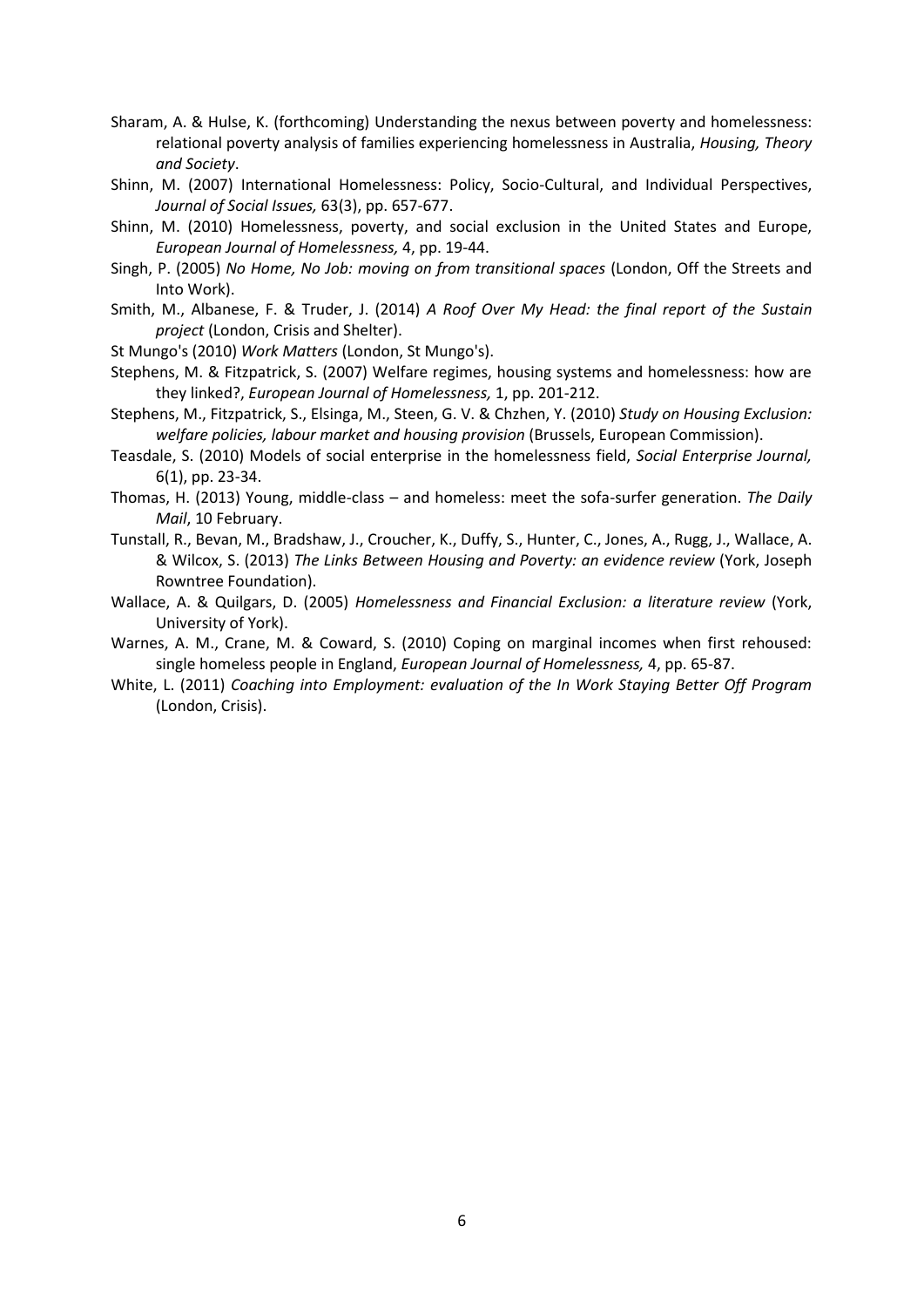Sharam, A. & Hulse, K. (forthcoming) Understanding the nexus between poverty and homelessness: relational poverty analysis of families experiencing homelessness in Australia, *Housing, Theory and Society*.

Shinn, M. (2007) International Homelessness: Policy, Socio-Cultural, and Individual Perspectives, *Journal of Social Issues,* 63(3), pp. 657-677.

Shinn, M. (2010) Homelessness, poverty, and social exclusion in the United States and Europe, *European Journal of Homelessness,* 4, pp. 19-44.

Singh, P. (2005) *No Home, No Job: moving on from transitional spaces* (London, Off the Streets and Into Work).

Smith, M., Albanese, F. & Truder, J. (2014) *A Roof Over My Head: the final report of the Sustain project* (London, Crisis and Shelter).

St Mungo's (2010) *Work Matters* (London, St Mungo's).

Stephens, M. & Fitzpatrick, S. (2007) Welfare regimes, housing systems and homelessness: how are they linked?, *European Journal of Homelessness,* 1, pp. 201-212.

Stephens, M., Fitzpatrick, S., Elsinga, M., Steen, G. V. & Chzhen, Y. (2010) *Study on Housing Exclusion: welfare policies, labour market and housing provision* (Brussels, European Commission).

Teasdale, S. (2010) Models of social enterprise in the homelessness field, *Social Enterprise Journal,* 6(1), pp. 23-34.

Thomas, H. (2013) Young, middle-class – and homeless: meet the sofa-surfer generation. *The Daily Mail*, 10 February.

Tunstall, R., Bevan, M., Bradshaw, J., Croucher, K., Duffy, S., Hunter, C., Jones, A., Rugg, J., Wallace, A. & Wilcox, S. (2013) *The Links Between Housing and Poverty: an evidence review* (York, Joseph Rowntree Foundation).

Wallace, A. & Quilgars, D. (2005) *Homelessness and Financial Exclusion: a literature review* (York, University of York).

Warnes, A. M., Crane, M. & Coward, S. (2010) Coping on marginal incomes when first rehoused: single homeless people in England, *European Journal of Homelessness,* 4, pp. 65-87.

White, L. (2011) *Coaching into Employment: evaluation of the In Work Staying Better Off Program* (London, Crisis).